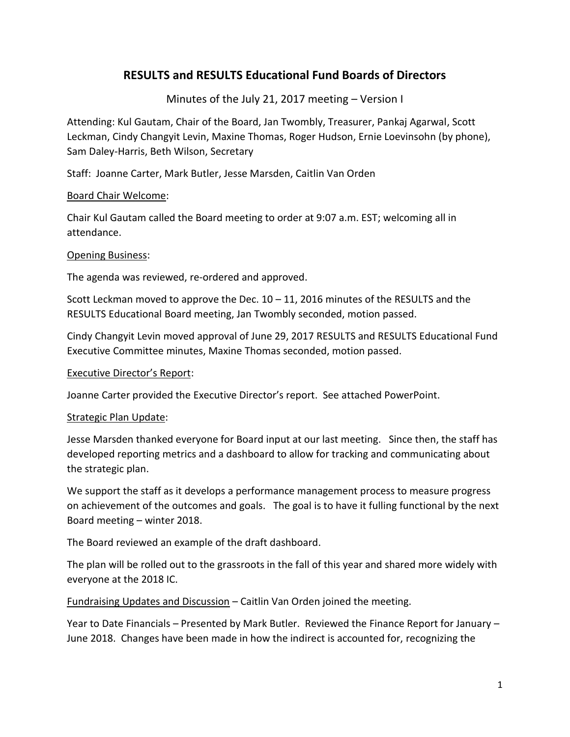# RESULTS and RESULTS Educational Fund Boards of Directors

Minutes of the July 21, 2017 meeting – Version I

Attending: Kul Gautam, Chair of the Board, Jan Twombly, Treasurer, Pankaj Agarwal, Scott Leckman, Cindy Changyit Levin, Maxine Thomas, Roger Hudson, Ernie Loevinsohn (by phone), Sam Daley-Harris, Beth Wilson, Secretary

Staff: Joanne Carter, Mark Butler, Jesse Marsden, Caitlin Van Orden

<u>Board Chair Welcome</u>:

Chair Kul Gautam called the Board meeting to order at 9:07 a.m. EST; welcoming all in attendance.

<u>Opening Business</u>:

The agenda was reviewed, re-ordered and approved.

Scott Leckman moved to approve the Dec. 10 – 11, 2016 minutes of the RESULTS and the RESULTS Educational Board meeting, Jan Twombly seconded, motion passed.

Cindy Changyit Levin moved approval of June 29, 2017 RESULTS and RESULTS Educational Fund Executive Committee minutes, Maxine Thomas seconded, motion passed.

<u>Executive Director's Report</u>:

Joanne Carter provided the Executive Director's report. See attached PowerPoint.

<u>Strategic Plan Update</u>:

Jesse Marsden thanked everyone for Board input at our last meeting. Since then, the staff has developed reporting metrics and a dashboard to allow for tracking and communicating about the strategic plan.

We support the staff as it develops a performance management process to measure progress on achievement of the outcomes and goals. The goal is to have it fulling functional by the next Board meeting – winter 2018.

The Board reviewed an example of the draft dashboard.

The plan will be rolled out to the grassroots in the fall of this year and shared more widely with everyone at the 2018 IC.

<u>Fundraising Updates and Discussion</u> – Caitlin Van Orden joined the meeting.

Year to Date Financials – Presented by Mark Butler. Reviewed the Finance Report for January – June 2018. Changes have been made in how the indirect is accounted for, recognizing the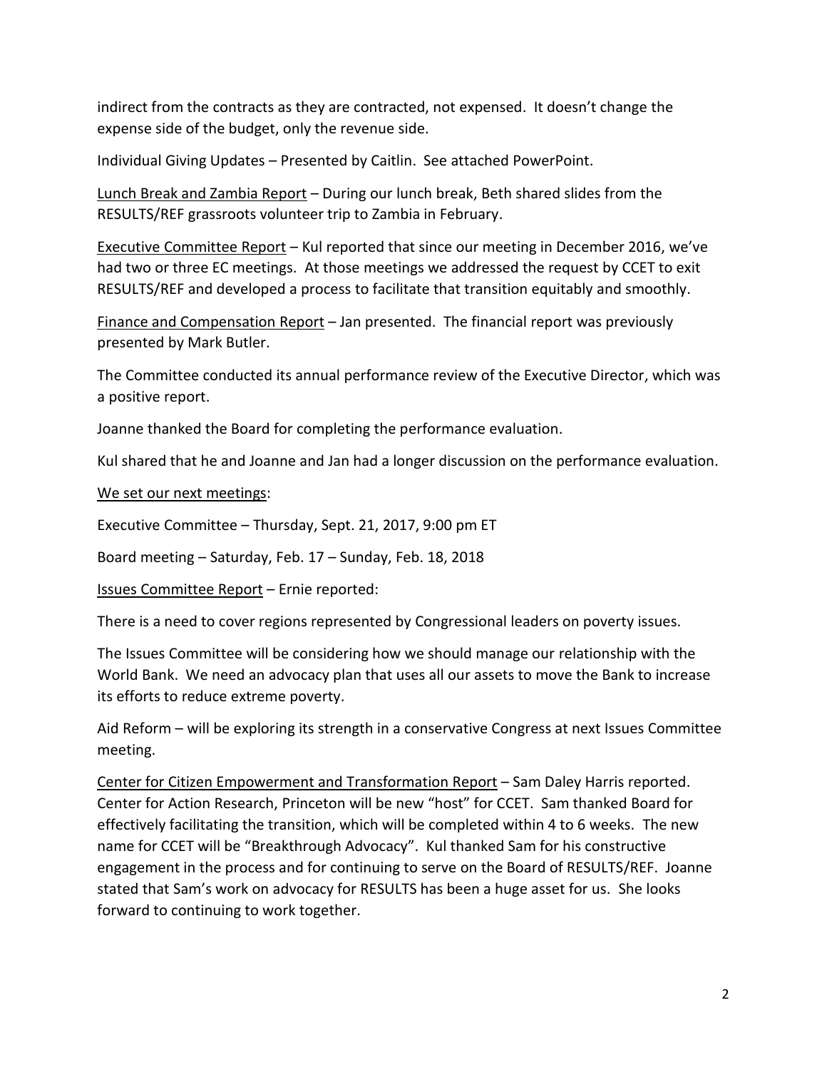indirect from the contracts as they are contracted, not expensed. It doesn't change the expense side of the budget, only the revenue side.

Individual Giving Updates – Presented by Caitlin. See attached PowerPoint.

<u>Lunch Break and Zambia Report</u> – During our lunch break, Beth shared slides from the RESULTS/REF grassroots volunteer trip to Zambia in February.

<u>Executive Committee Report</u> – Kul reported that since our meeting in December 2016, we've had two or three EC meetings. At those meetings we addressed the request by CCET to exit RESULTS/REF and developed a process to facilitate that transition equitably and smoothly.

<u>Finance and Compensation Report</u> – Jan presented. The financial report was previously presented by Mark Butler.

The Committee conducted its annual performance review of the Executive Director, which was a positive report.

Joanne thanked the Board for completing the performance evaluation.

Kul shared that he and Joanne and Jan had a longer discussion on the performance evaluation.

<u>We set our next meetings</u>:

Executive Committee – Thursday, Sept. 21, 2017, 9:00 pm ET

Board meeting – Saturday, Feb. 17 – Sunday, Feb. 18, 2018

<u>Issues Committee Report</u> – Ernie reported:

There is a need to cover regions represented by Congressional leaders on poverty issues.

The Issues Committee will be considering how we should manage our relationship with the World Bank. We need an advocacy plan that uses all our assets to move the Bank to increase its efforts to reduce extreme poverty.

Aid Reform – will be exploring its strength in a conservative Congress at next Issues Committee meeting.

<u>Center for Citizen Empowerment and Transformation Report</u> – Sam Daley Harris reported. Center for Action Research, Princeton will be new "host" for CCET. Sam thanked Board for effectively facilitating the transition, which will be completed within 4 to 6 weeks. The new name for CCET will be "Breakthrough Advocacy". Kul thanked Sam for his constructive engagement in the process and for continuing to serve on the Board of RESULTS/REF. Joanne stated that Sam's work on advocacy for RESULTS has been a huge asset for us. She looks forward to continuing to work together.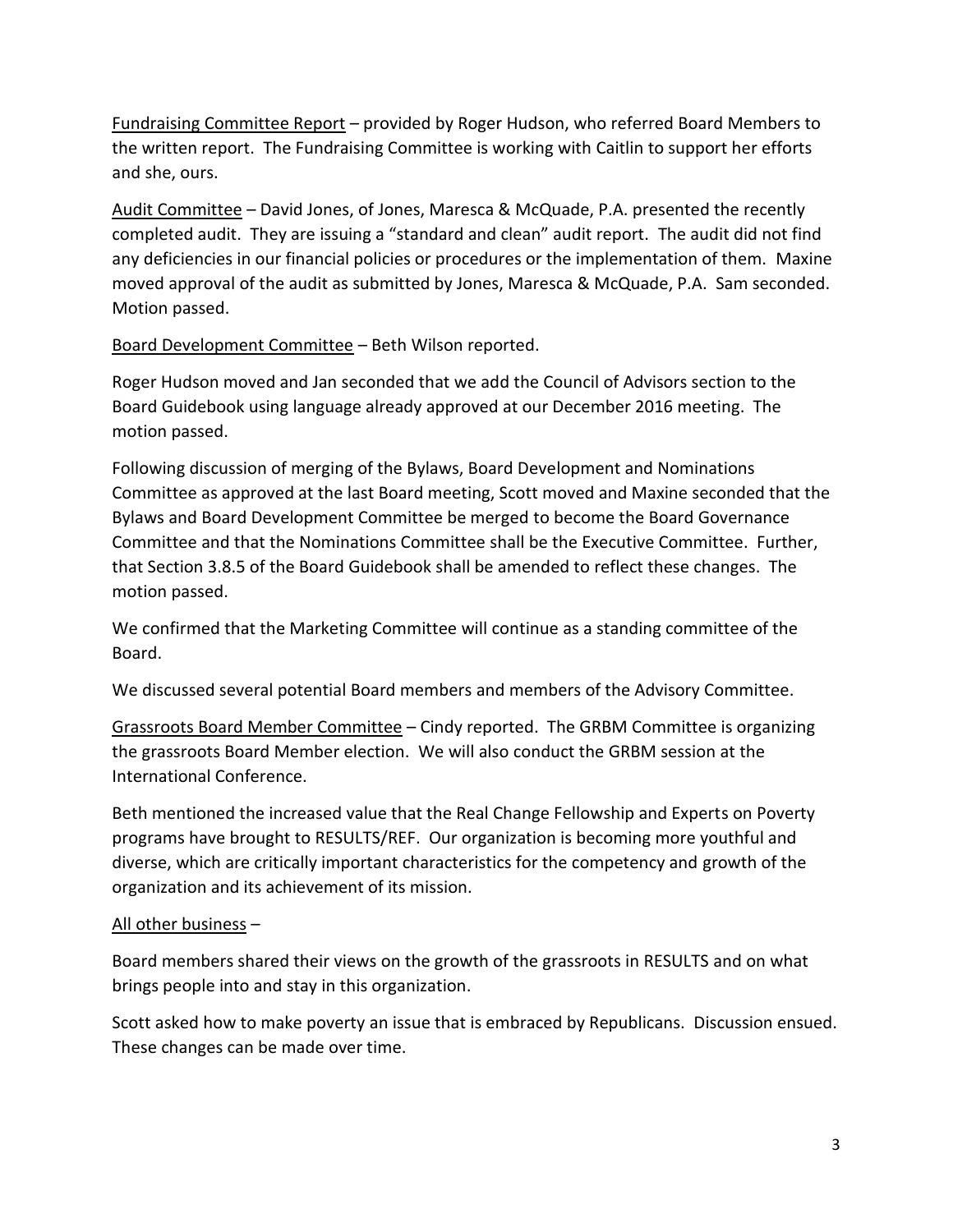<u>Fundraising Committee Report</u> – provided by Roger Hudson, who referred Board Members to the written report. The Fundraising Committee is working with Caitlin to support her efforts and she, ours.

<u>Audit Committee</u> – David Jones, of Jones, Maresca & McQuade, P.A. presented the recently completed audit. They are issuing a "standard and clean" audit report. The audit did not find any deficiencies in our financial policies or procedures or the implementation of them. Maxine moved approval of the audit as submitted by Jones, Maresca & McQuade, P.A. Sam seconded. Motion passed.

<u>Board Development Committee</u> – Beth Wilson reported.

Roger Hudson moved and Jan seconded that we add the Council of Advisors section to the Board Guidebook using language already approved at our December 2016 meeting. The motion passed.

Following discussion of merging of the Bylaws, Board Development and Nominations Committee as approved at the last Board meeting, Scott moved and Maxine seconded that the Bylaws and Board Development Committee be merged to become the Board Governance Committee and that the Nominations Committee shall be the Executive Committee. Further, that Section 3.8.5 of the Board Guidebook shall be amended to reflect these changes. The motion passed.

We confirmed that the Marketing Committee will continue as a standing committee of the Board.

We discussed several potential Board members and members of the Advisory Committee.

<u>Grassroots Board Member Committee</u> – Cindy reported. The GRBM Committee is organizing the grassroots Board Member election. We will also conduct the GRBM session at the International Conference.

Beth mentioned the increased value that the Real Change Fellowship and Experts on Poverty programs have brought to RESULTS/REF. Our organization is becoming more youthful and diverse, which are critically important characteristics for the competency and growth of the organization and its achievement of its mission.

<u>All other business</u> –

Board members shared their views on the growth of the grassroots in RESULTS and on what brings people into and stay in this organization.

Scott asked how to make poverty an issue that is embraced by Republicans. Discussion ensued. These changes can be made over time.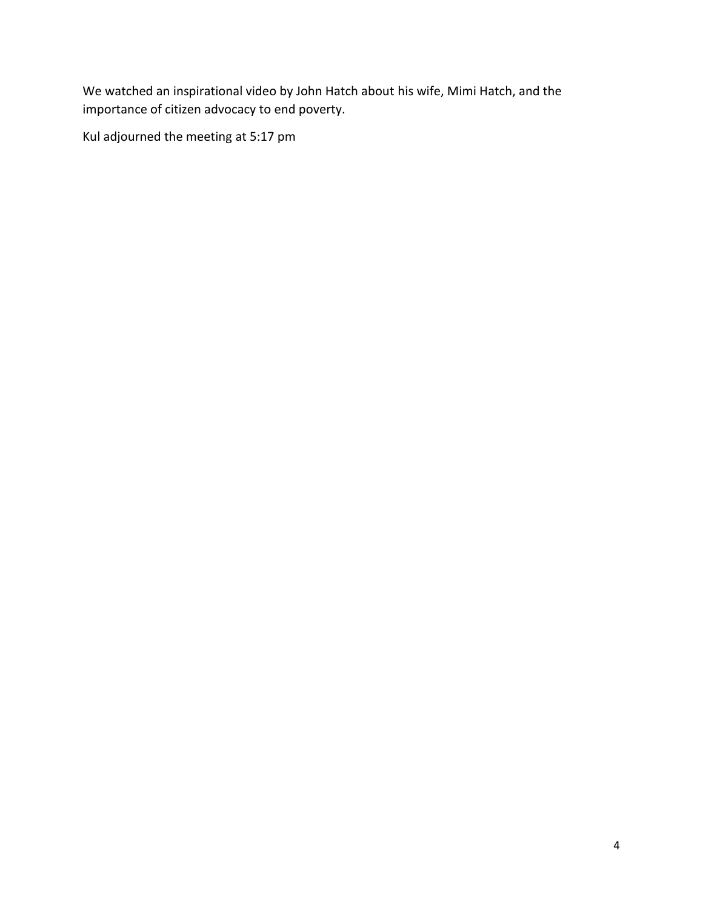We watched an inspirational video by John Hatch about his wife, Mimi Hatch, and the importance of citizen advocacy to end poverty.

Kul adjourned the meeting at 5:17 pm